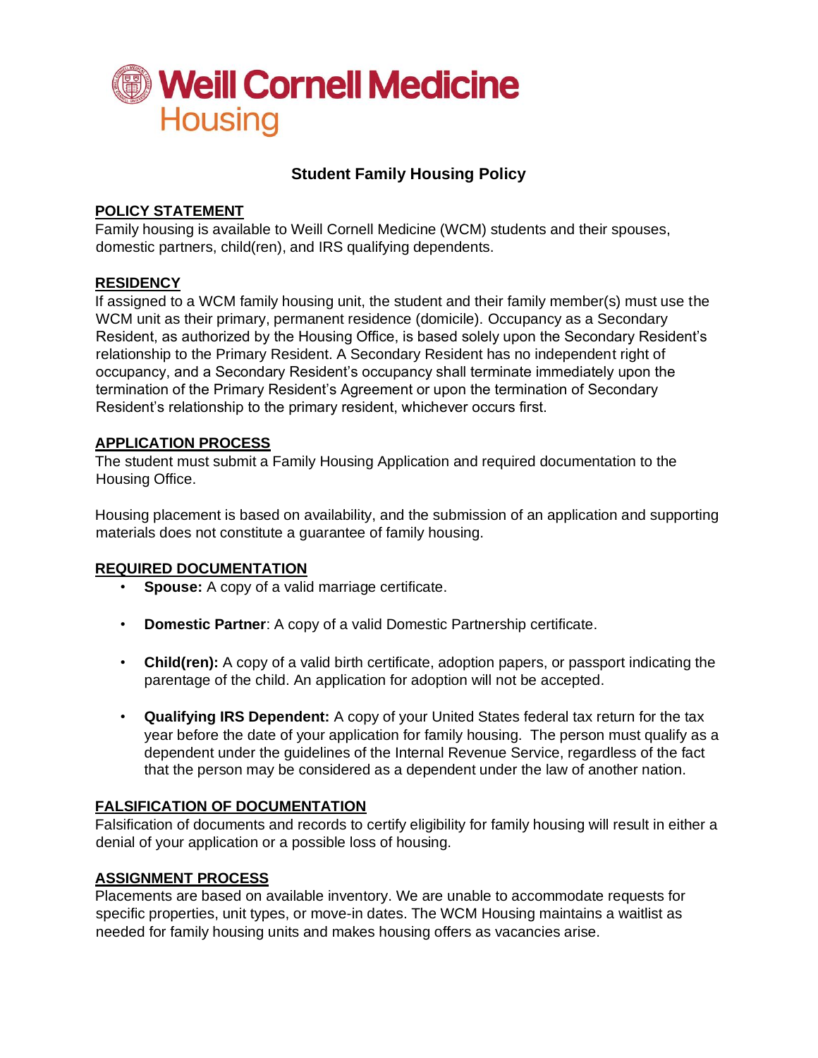# Weill Cornell Medicine Housing

## Student Family Housing Policy

### POLICY STATEMENT

Family housing is available to Weill Cornell Medicine (WCM) students and their spouses, domestic partners, child(ren), and IRS qualifying dependents.

### RESIDENCY

If assigned to a WCM family housing unit, the student and their family member(s) must use the WCM unit as their primary, permanent residence (domicile). Occupancy as a Secondary Resident, as authorized by the Housing Office, is based solely upon the Secondary Resident's relationship to the Primary Resident. A Secondary Resident has no independent right of occupancy, and a Secondary Resident's occupancy shall terminate immediately upon the termination of the Primary Resident's Agreement or upon the termination of Secondary Resident's relationship to the primary resident, whichever occurs first.

### APPLICATION PROCESS

The student must submit a Family Housing Application and required documentation to the Housing Office.

Housing placement is based on availability, and the submission of an application and supporting materials does not constitute a guarantee of family housing.

### REQUIRED DOCUMENTATION

- **Spouse:** A copy of a valid marriage certificate.
- **Domestic Partner**: A copy of a valid Domestic Partnership certificate.
- **Child(ren):** A copy of a valid birth certificate, adoption papers, or passport indicating the parentage of the child. An application for adoption will not be accepted.
- **Qualifying IRS Dependent:** A copy of your United States federal tax return for the tax year before the date of your application for family housing. The person must qualify as a dependent under the guidelines of the Internal Revenue Service, regardless of the fact that the person may be considered as a dependent under the law of another nation.

### FALSIFICATION OF DOCUMENTATION

Falsification of documents and records to certify eligibility for family housing will result in either a denial of your application or a possible loss of housing.

### ASSIGNMENT PROCESS

Placements are based on available inventory. We are unable to accommodate requests for specific properties, unit types, or move-in dates. The WCM Housing maintains a waitlist as needed for family housing units and makes housing offers as vacancies arise.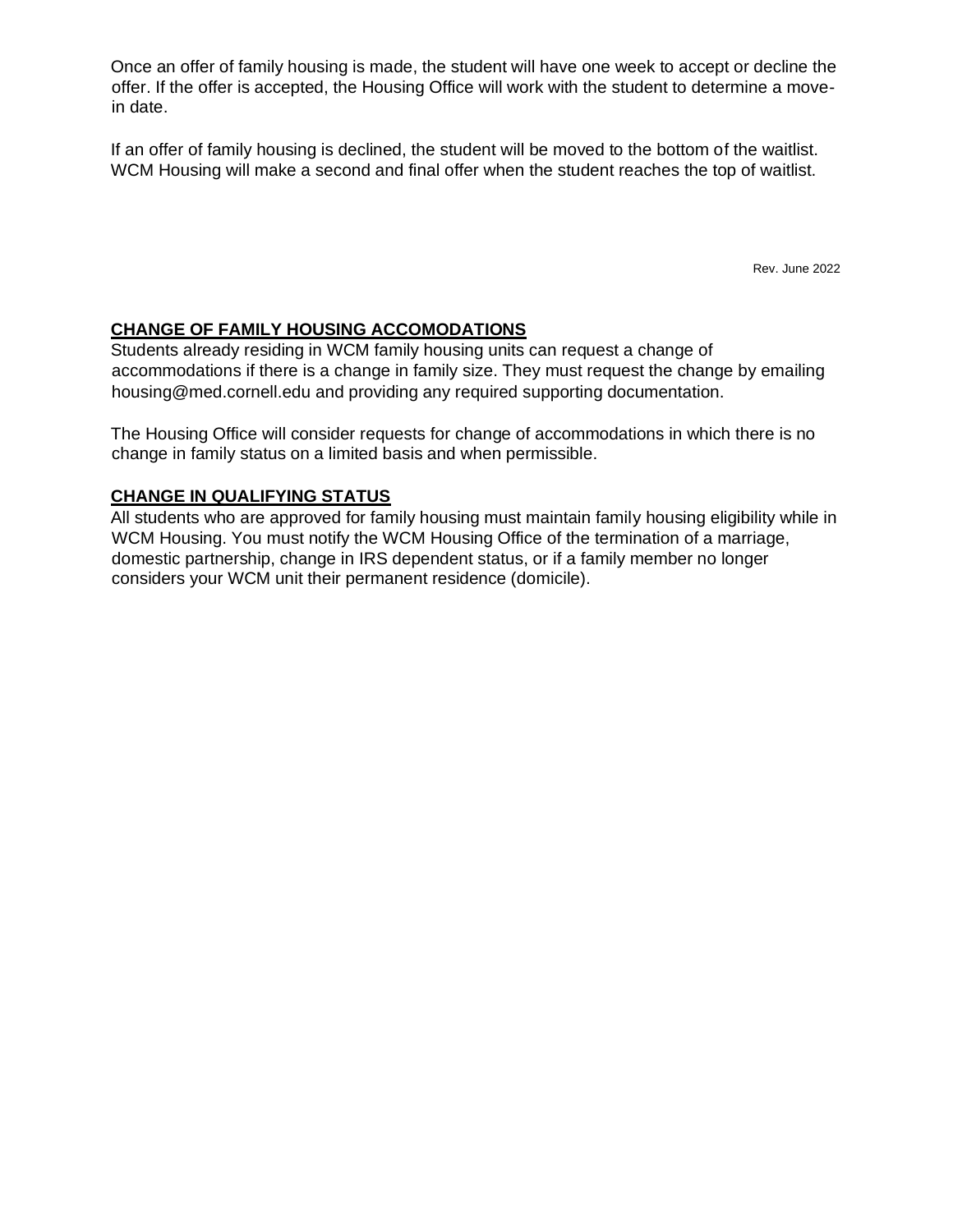Once an offer of family housing is made, the student will have one week to accept or decline the offer. If the offer is accepted, the Housing Office will work with the student to determine a move-in date.

If an offer of family housing is declined, the student will be moved to the bottom of the waitlist. WCM Housing will make a second and final offer when the student reaches the top of waitlist.

Rev. June 2022

## CHANGE OF FAMILY HOUSING ACCOMODATIONS

Students already residing in WCM family housing units can request a change of accommodations if there is a change in family size. They must request the change by emailing housing@med.cornell.edu and providing any required supporting documentation.

The Housing Office will consider requests for change of accommodations in which there is no change in family status on a limited basis and when permissible.

## CHANGE IN QUALIFYING STATUS

All students who are approved for family housing must maintain family housing eligibility while in WCM Housing. You must notify the WCM Housing Office of the termination of a marriage, domestic partnership, change in IRS dependent status, or if a family member no longer considers your WCM unit their permanent residence (domicile).